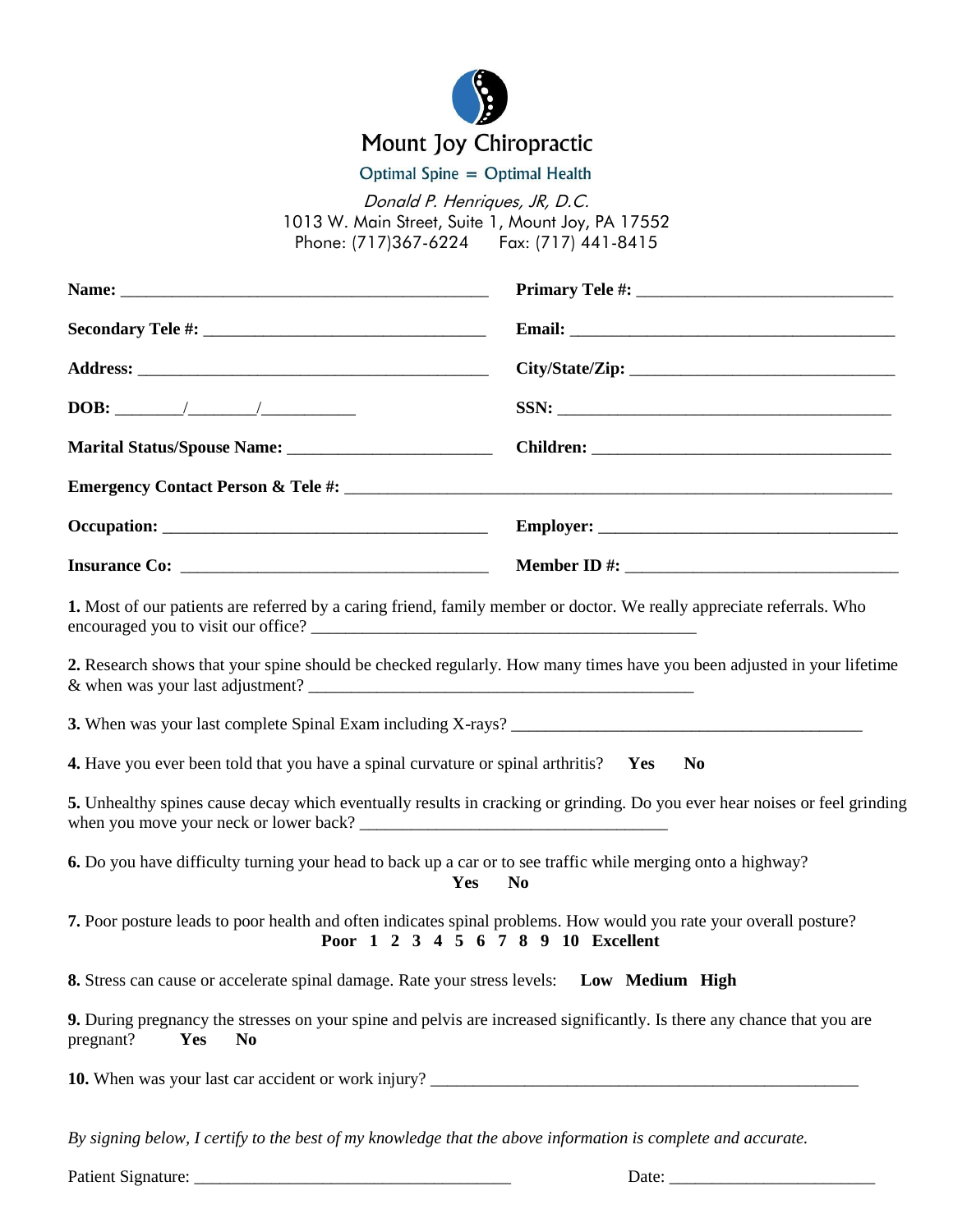# Mount Joy Chiropractic

Optimal Spine = Optimal Health

*Donald P. Henriques, JR, D.C.*
1013 W. Main Street, Suite 1, Mount Joy, PA 17552
Phone: (717)367-6224 Fax: (717) 441-8415

**Name:** ____________________________________________ **Primary Tele #:** ______________________________

**Secondary Tele #:** _________________________________ **Email:** ______________________________________

**Address:** __________________________________________ **City/State/Zip:** _______________________________

**DOB:** ________/________/___________ **SSN:** _________________________________________

**Marital Status/Spouse Name:** ________________________ **Children:** ___________________________________

**Emergency Contact Person & Tele #:** ___________________________________________________________________

**Occupation:** _______________________________________ **Employer:** ___________________________________

**Insurance Co:** _____________________________________ **Member ID #:** _________________________________

**1.** Most of our patients are referred by a caring friend, family member or doctor. We really appreciate referrals. Who encouraged you to visit our office? ______________________________________________

**2.** Research shows that your spine should be checked regularly. How many times have you been adjusted in your lifetime & when was your last adjustment? ______________________________________________

**3.** When was your last complete Spinal Exam including X-rays? ___________________________________________

**4.** Have you ever been told that you have a spinal curvature or spinal arthritis? **Yes** **No**

**5.** Unhealthy spines cause decay which eventually results in cracking or grinding. Do you ever hear noises or feel grinding when you move your neck or lower back? ____________________________________

**6.** Do you have difficulty turning your head to back up a car or to see traffic while merging onto a highway?
**Yes** **No**

**7.** Poor posture leads to poor health and often indicates spinal problems. How would you rate your overall posture?
**Poor 1 2 3 4 5 6 7 8 9 10 Excellent**

**8.** Stress can cause or accelerate spinal damage. Rate your stress levels: **Low Medium High**

**9.** During pregnancy the stresses on your spine and pelvis are increased significantly. Is there any chance that you are pregnant? **Yes** **No**

**10.** When was your last car accident or work injury? _____________________________________________________

*By signing below, I certify to the best of my knowledge that the above information is complete and accurate.*

Patient Signature: _____________________________________ Date: _________________________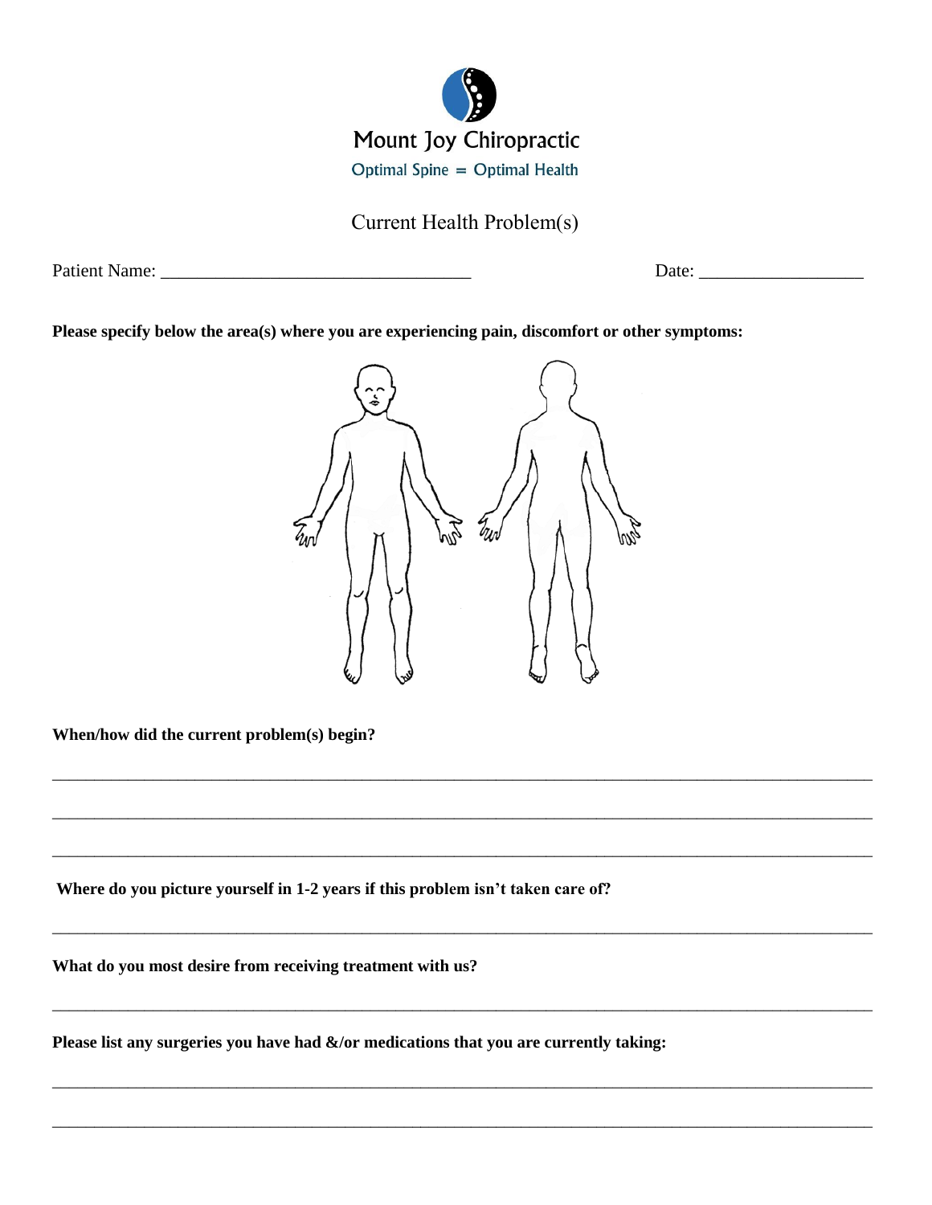Mount Joy Chiropractic

Optimal Spine = Optimal Health

# Current Health Problem(s)

Patient Name: ___________________________________ Date: __________________

**Please specify below the area(s) where you are experiencing pain, discomfort or other symptoms:**

**When/how did the current problem(s) begin?**

_____________________________________________________________________________________________

_____________________________________________________________________________________________

_____________________________________________________________________________________________

**Where do you picture yourself in 1-2 years if this problem isn't taken care of?**

_____________________________________________________________________________________________

**What do you most desire from receiving treatment with us?**

_____________________________________________________________________________________________

**Please list any surgeries you have had &/or medications that you are currently taking:**

_____________________________________________________________________________________________

_____________________________________________________________________________________________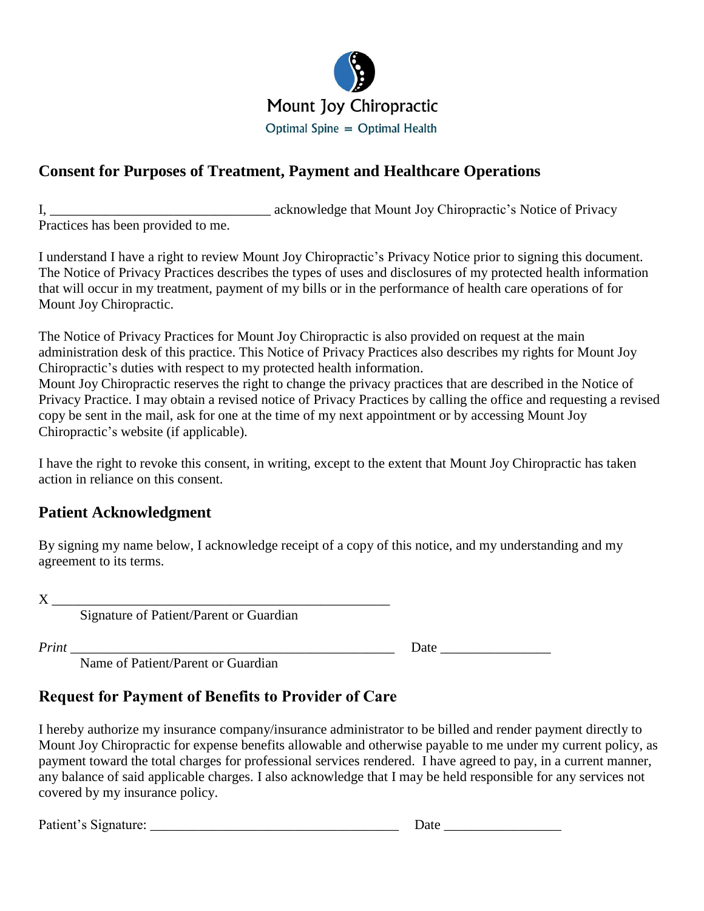Mount Joy Chiropractic

Optimal Spine = Optimal Health

## Consent for Purposes of Treatment, Payment and Healthcare Operations

I, ________________________________ acknowledge that Mount Joy Chiropractic's Notice of Privacy Practices has been provided to me.

I understand I have a right to review Mount Joy Chiropractic's Privacy Notice prior to signing this document. The Notice of Privacy Practices describes the types of uses and disclosures of my protected health information that will occur in my treatment, payment of my bills or in the performance of health care operations of for Mount Joy Chiropractic.

The Notice of Privacy Practices for Mount Joy Chiropractic is also provided on request at the main administration desk of this practice. This Notice of Privacy Practices also describes my rights for Mount Joy Chiropractic's duties with respect to my protected health information.
Mount Joy Chiropractic reserves the right to change the privacy practices that are described in the Notice of Privacy Practice. I may obtain a revised notice of Privacy Practices by calling the office and requesting a revised copy be sent in the mail, ask for one at the time of my next appointment or by accessing Mount Joy Chiropractic's website (if applicable).

I have the right to revoke this consent, in writing, except to the extent that Mount Joy Chiropractic has taken action in reliance on this consent.

## Patient Acknowledgment

By signing my name below, I acknowledge receipt of a copy of this notice, and my understanding and my agreement to its terms.

X ___________________________________________________
Signature of Patient/Parent or Guardian

*Print* ________________________________________________ Date ________________
Name of Patient/Parent or Guardian

## Request for Payment of Benefits to Provider of Care

I hereby authorize my insurance company/insurance administrator to be billed and render payment directly to Mount Joy Chiropractic for expense benefits allowable and otherwise payable to me under my current policy, as payment toward the total charges for professional services rendered. I have agreed to pay, in a current manner, any balance of said applicable charges. I also acknowledge that I may be held responsible for any services not covered by my insurance policy.

Patient's Signature: ____________________________________ Date _________________